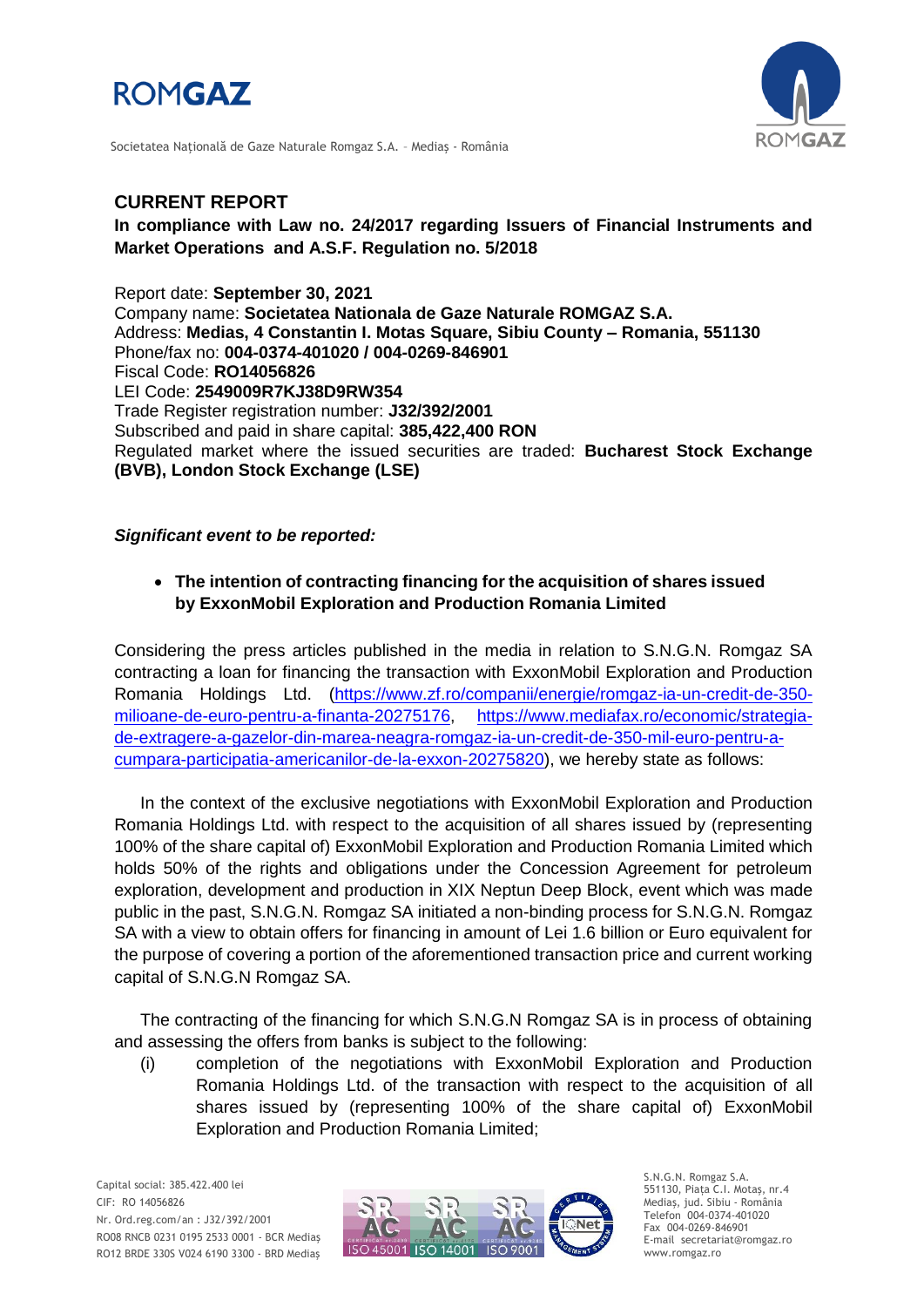# CURRENT REPORT

**In compliance with Law no. 24/2017 regarding Issuers of Financial Instruments and Market Operations and A.S.F. Regulation no. 5/2018**

Report date: **September 30, 2021**
Company name: **Societatea Nationala de Gaze Naturale ROMGAZ S.A.**
Address: **Medias, 4 Constantin I. Motas Square, Sibiu County – Romania, 551130**
Phone/fax no: **004-0374-401020 / 004-0269-846901**
Fiscal Code: **RO14056826**
LEI Code: **2549009R7KJ38D9RW354**
Trade Register registration number: **J32/392/2001**
Subscribed and paid in share capital: **385,422,400 RON**
Regulated market where the issued securities are traded: **Bucharest Stock Exchange (BVB), London Stock Exchange (LSE)**

***Significant event to be reported:***

- **The intention of contracting financing for the acquisition of shares issued by ExxonMobil Exploration and Production Romania Limited**

Considering the press articles published in the media in relation to S.N.G.N. Romgaz SA contracting a loan for financing the transaction with ExxonMobil Exploration and Production Romania Holdings Ltd. (https://www.zf.ro/companii/energie/romgaz-ia-un-credit-de-350-milioane-de-euro-pentru-a-finanta-20275176, https://www.mediafax.ro/economic/strategia-de-extragere-a-gazelor-din-marea-neagra-romgaz-ia-un-credit-de-350-mil-euro-pentru-a-cumpara-participatia-americanilor-de-la-exxon-20275820), we hereby state as follows:

In the context of the exclusive negotiations with ExxonMobil Exploration and Production Romania Holdings Ltd. with respect to the acquisition of all shares issued by (representing 100% of the share capital of) ExxonMobil Exploration and Production Romania Limited which holds 50% of the rights and obligations under the Concession Agreement for petroleum exploration, development and production in XIX Neptun Deep Block, event which was made public in the past, S.N.G.N. Romgaz SA initiated a non-binding process for S.N.G.N. Romgaz SA with a view to obtain offers for financing in amount of Lei 1.6 billion or Euro equivalent for the purpose of covering a portion of the aforementioned transaction price and current working capital of S.N.G.N Romgaz SA.

The contracting of the financing for which S.N.G.N Romgaz SA is in process of obtaining and assessing the offers from banks is subject to the following:

(i) completion of the negotiations with ExxonMobil Exploration and Production Romania Holdings Ltd. of the transaction with respect to the acquisition of all shares issued by (representing 100% of the share capital of) ExxonMobil Exploration and Production Romania Limited;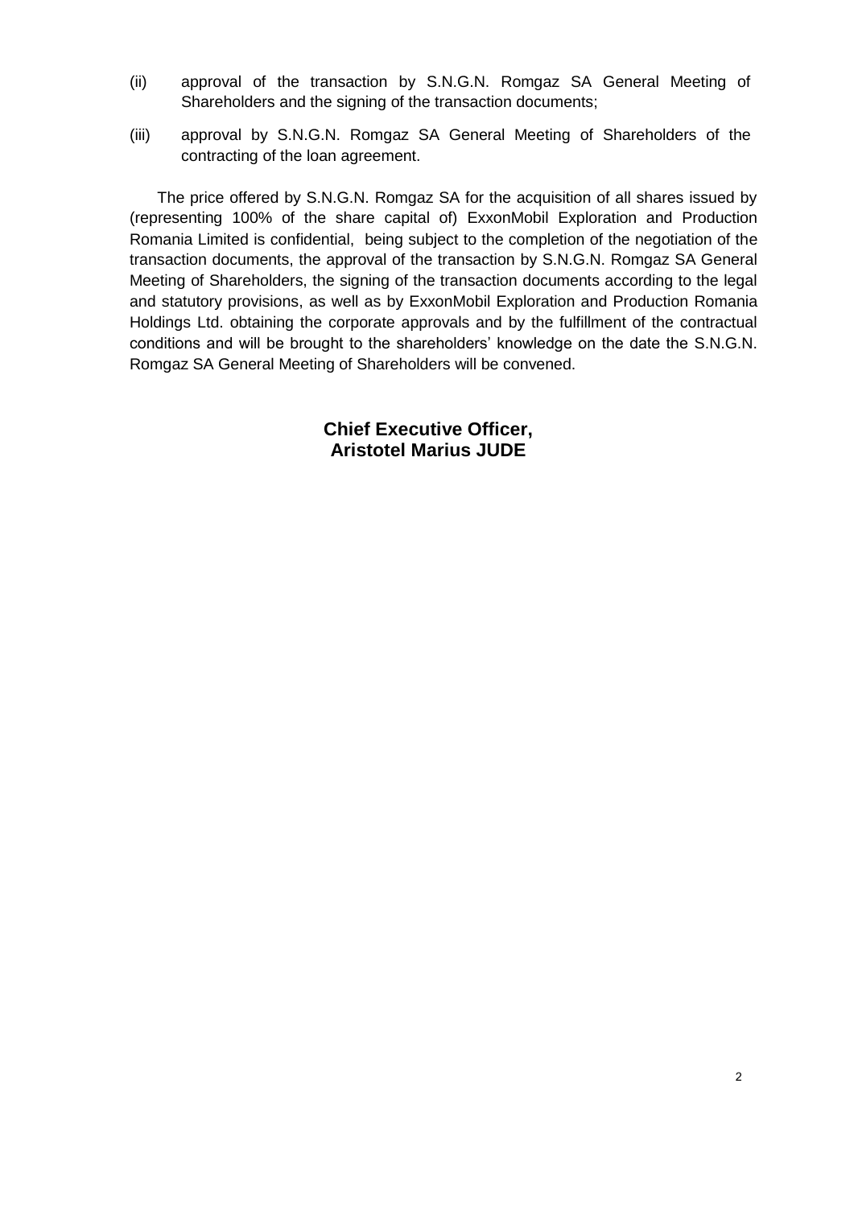(ii) approval of the transaction by S.N.G.N. Romgaz SA General Meeting of Shareholders and the signing of the transaction documents;

(iii) approval by S.N.G.N. Romgaz SA General Meeting of Shareholders of the contracting of the loan agreement.

The price offered by S.N.G.N. Romgaz SA for the acquisition of all shares issued by (representing 100% of the share capital of) ExxonMobil Exploration and Production Romania Limited is confidential, being subject to the completion of the negotiation of the transaction documents, the approval of the transaction by S.N.G.N. Romgaz SA General Meeting of Shareholders, the signing of the transaction documents according to the legal and statutory provisions, as well as by ExxonMobil Exploration and Production Romania Holdings Ltd. obtaining the corporate approvals and by the fulfillment of the contractual conditions and will be brought to the shareholders' knowledge on the date the S.N.G.N. Romgaz SA General Meeting of Shareholders will be convened.

**Chief Executive Officer,**
**Aristotel Marius JUDE**